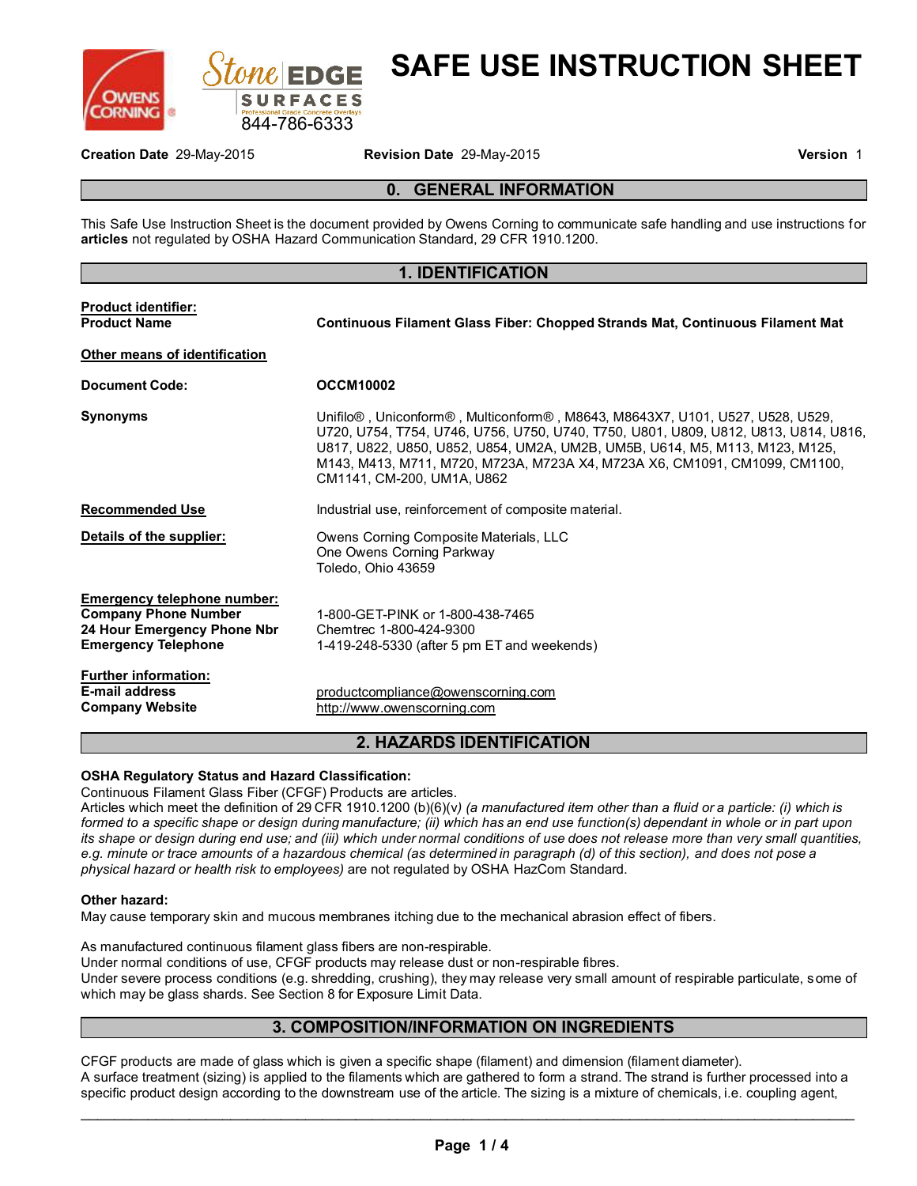# SAFE USE INSTRUCTION SHEET

Stone EDGE SURFACES
Professional Grade Concrete Overlays
844-786-6333

**Creation Date** 29-May-2015 **Revision Date** 29-May-2015 **Version** 1

## 0. GENERAL INFORMATION

This Safe Use Instruction Sheet is the document provided by Owens Corning to communicate safe handling and use instructions for **articles** not regulated by OSHA Hazard Communication Standard, 29 CFR 1910.1200.

## 1. IDENTIFICATION

**Product identifier:**
**Product Name** **Continuous Filament Glass Fiber: Chopped Strands Mat, Continuous Filament Mat**

**Other means of identification**

**Document Code:** **OCCM10002**

**Synonyms** Unifilo®, Uniconform®, Multiconform®, M8643, M8643X7, U101, U527, U528, U529, U720, U754, T754, U746, U756, U750, U740, T750, U801, U809, U812, U813, U814, U816, U817, U822, U850, U852, U854, UM2A, UM2B, UM5B, U614, M5, M113, M123, M125, M143, M413, M711, M720, M723A, M723A X4, M723A X6, CM1091, CM1099, CM1100, CM1141, CM-200, UM1A, U862

**Recommended Use** Industrial use, reinforcement of composite material.

**Details of the supplier:** Owens Corning Composite Materials, LLC
One Owens Corning Parkway
Toledo, Ohio 43659

**Emergency telephone number:**
**Company Phone Number** 1-800-GET-PINK or 1-800-438-7465
**24 Hour Emergency Phone Nbr** Chemtrec 1-800-424-9300
**Emergency Telephone** 1-419-248-5330 (after 5 pm ET and weekends)

**Further information:**
**E-mail address** productcompliance@owenscorning.com
**Company Website** http://www.owenscorning.com

## 2. HAZARDS IDENTIFICATION

**OSHA Regulatory Status and Hazard Classification:**
Continuous Filament Glass Fiber (CFGF) Products are articles.
Articles which meet the definition of 29 CFR 1910.1200 (b)(6)(v) *(a manufactured item other than a fluid or a particle: (i) which is formed to a specific shape or design during manufacture; (ii) which has an end use function(s) dependant in whole or in part upon its shape or design during end use; and (iii) which under normal conditions of use does not release more than very small quantities, e.g. minute or trace amounts of a hazardous chemical (as determined in paragraph (d) of this section), and does not pose a physical hazard or health risk to employees)* are not regulated by OSHA HazCom Standard.

**Other hazard:**
May cause temporary skin and mucous membranes itching due to the mechanical abrasion effect of fibers.

As manufactured continuous filament glass fibers are non-respirable.
Under normal conditions of use, CFGF products may release dust or non-respirable fibres.
Under severe process conditions (e.g. shredding, crushing), they may release very small amount of respirable particulate, some of which may be glass shards. See Section 8 for Exposure Limit Data.

## 3. COMPOSITION/INFORMATION ON INGREDIENTS

CFGF products are made of glass which is given a specific shape (filament) and dimension (filament diameter).
A surface treatment (sizing) is applied to the filaments which are gathered to form a strand. The strand is further processed into a specific product design according to the downstream use of the article. The sizing is a mixture of chemicals, i.e. coupling agent,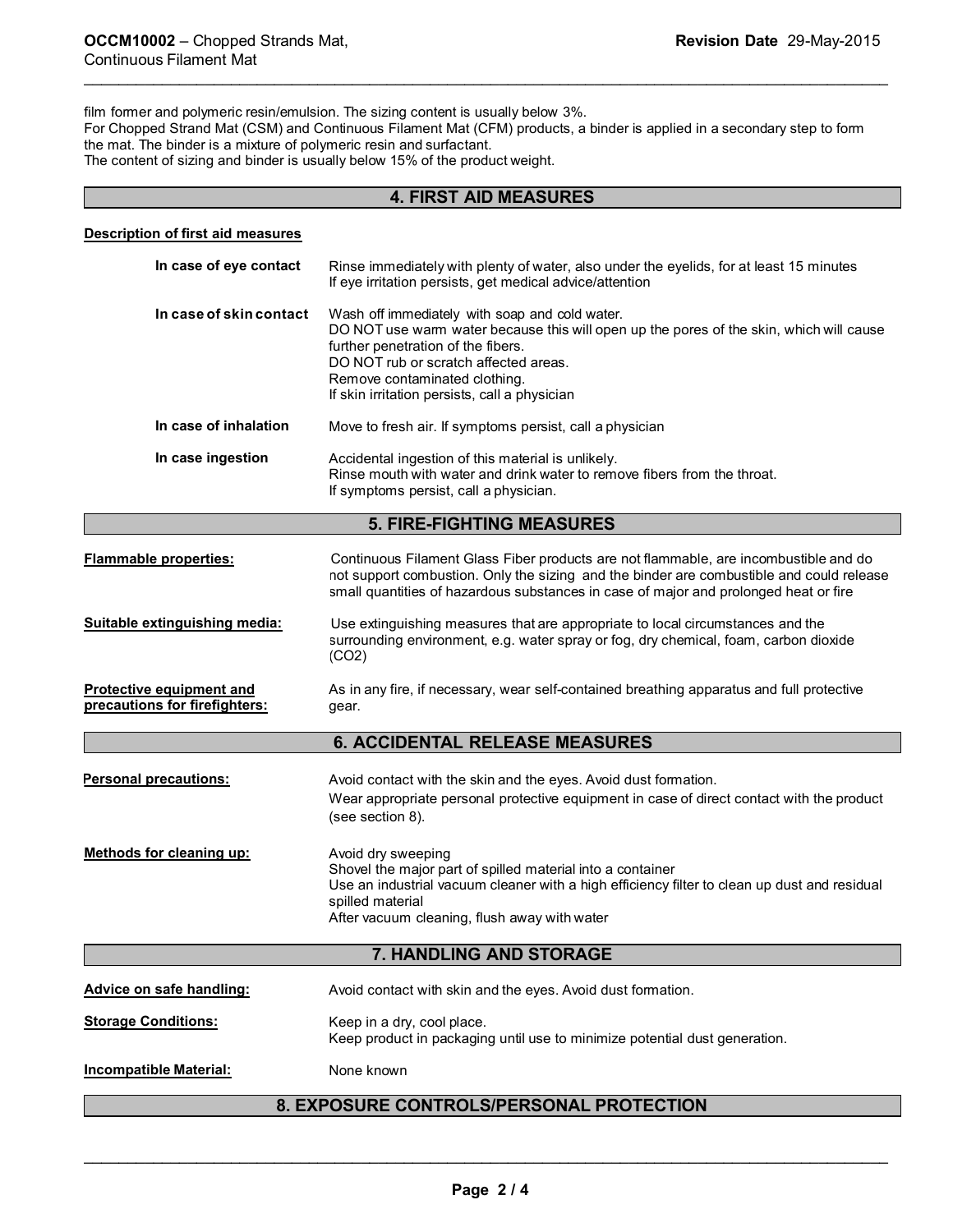film former and polymeric resin/emulsion. The sizing content is usually below 3%.
For Chopped Strand Mat (CSM) and Continuous Filament Mat (CFM) products, a binder is applied in a secondary step to form the mat. The binder is a mixture of polymeric resin and surfactant.
The content of sizing and binder is usually below 15% of the product weight.

## 4. FIRST AID MEASURES

**Description of first aid measures**

**In case of eye contact**
Rinse immediately with plenty of water, also under the eyelids, for at least 15 minutes
If eye irritation persists, get medical advice/attention

**In case of skin contact**
Wash off immediately with soap and cold water.
DO NOT use warm water because this will open up the pores of the skin, which will cause further penetration of the fibers.
DO NOT rub or scratch affected areas.
Remove contaminated clothing.
If skin irritation persists, call a physician

**In case of inhalation**
Move to fresh air. If symptoms persist, call a physician

**In case ingestion**
Accidental ingestion of this material is unlikely.
Rinse mouth with water and drink water to remove fibers from the throat.
If symptoms persist, call a physician.

## 5. FIRE-FIGHTING MEASURES

**Flammable properties:**
Continuous Filament Glass Fiber products are not flammable, are incombustible and do not support combustion. Only the sizing and the binder are combustible and could release small quantities of hazardous substances in case of major and prolonged heat or fire

**Suitable extinguishing media:**
Use extinguishing measures that are appropriate to local circumstances and the surrounding environment, e.g. water spray or fog, dry chemical, foam, carbon dioxide ($CO_2$)

**Protective equipment and precautions for firefighters:**
As in any fire, if necessary, wear self-contained breathing apparatus and full protective gear.

## 6. ACCIDENTAL RELEASE MEASURES

**Personal precautions:**
Avoid contact with the skin and the eyes. Avoid dust formation.
Wear appropriate personal protective equipment in case of direct contact with the product (see section 8).

**Methods for cleaning up:**
Avoid dry sweeping
Shovel the major part of spilled material into a container
Use an industrial vacuum cleaner with a high efficiency filter to clean up dust and residual spilled material
After vacuum cleaning, flush away with water

## 7. HANDLING AND STORAGE

**Advice on safe handling:**
Avoid contact with skin and the eyes. Avoid dust formation.

**Storage Conditions:**
Keep in a dry, cool place.
Keep product in packaging until use to minimize potential dust generation.

**Incompatible Material:**
None known

## 8. EXPOSURE CONTROLS/PERSONAL PROTECTION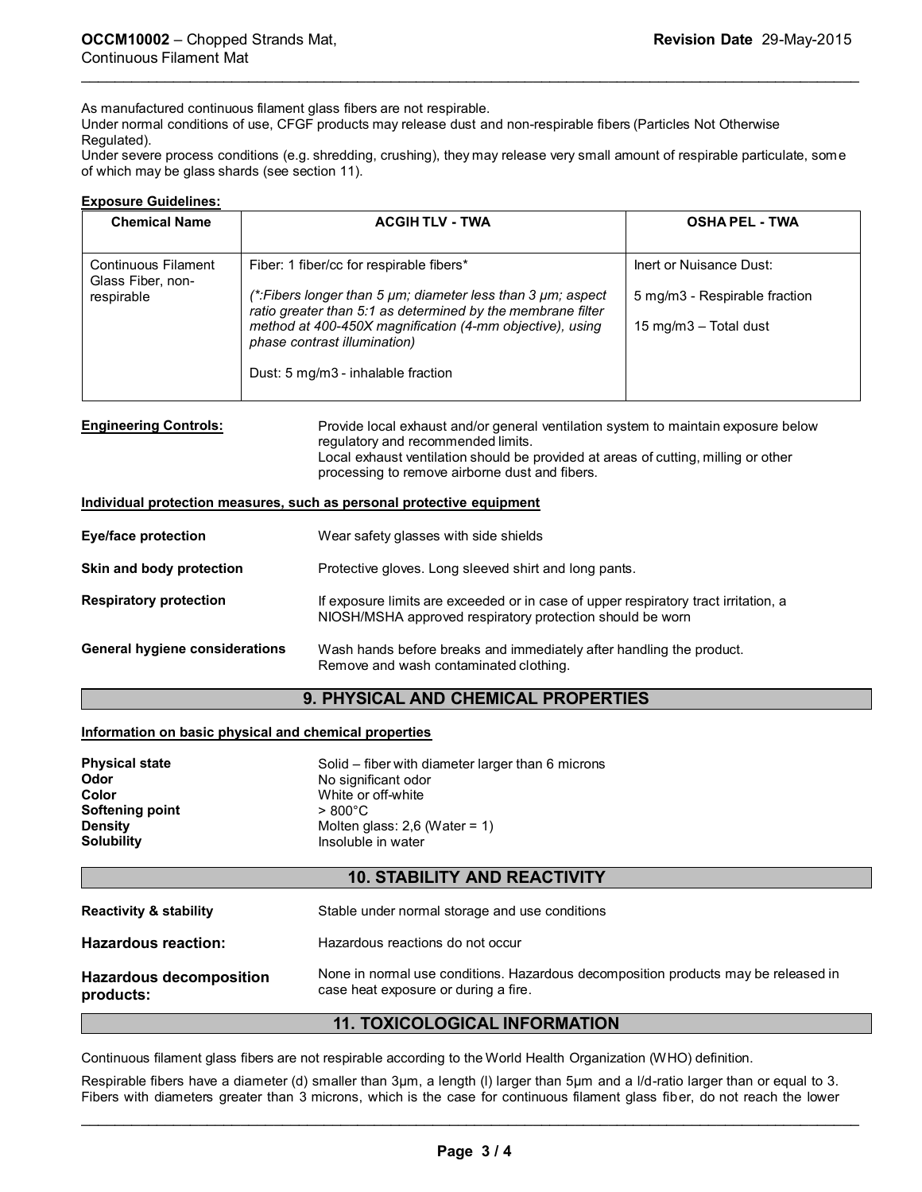As manufactured continuous filament glass fibers are not respirable.
Under normal conditions of use, CFGF products may release dust and non-respirable fibers (Particles Not Otherwise Regulated).
Under severe process conditions (e.g. shredding, crushing), they may release very small amount of respirable particulate, some of which may be glass shards (see section 11).

**Exposure Guidelines:**

| Chemical Name | ACGIH TLV - TWA | OSHA PEL - TWA |
|---|---|---|
| Continuous Filament Glass Fiber, non-respirable | Fiber: 1 fiber/cc for respirable fibers*<br><br>*(*:Fibers longer than 5 µm; diameter less than 3 µm; aspect ratio greater than 5:1 as determined by the membrane filter method at 400-450X magnification (4-mm objective), using phase contrast illumination)*<br><br>Dust: 5 mg/m3 - inhalable fraction | Inert or Nuisance Dust:<br><br>5 mg/m3 - Respirable fraction<br><br>15 mg/m3 – Total dust |

**Engineering Controls:** Provide local exhaust and/or general ventilation system to maintain exposure below regulatory and recommended limits.
Local exhaust ventilation should be provided at areas of cutting, milling or other processing to remove airborne dust and fibers.

**Individual protection measures, such as personal protective equipment**

**Eye/face protection** Wear safety glasses with side shields

**Skin and body protection** Protective gloves. Long sleeved shirt and long pants.

**Respiratory protection** If exposure limits are exceeded or in case of upper respiratory tract irritation, a NIOSH/MSHA approved respiratory protection should be worn

**General hygiene considerations** Wash hands before breaks and immediately after handling the product.
Remove and wash contaminated clothing.

## 9. PHYSICAL AND CHEMICAL PROPERTIES

**Information on basic physical and chemical properties**

**Physical state** Solid – fiber with diameter larger than 6 microns
**Odor** No significant odor
**Color** White or off-white
**Softening point** > 800°C
**Density** Molten glass: 2,6 (Water = 1)
**Solubility** Insoluble in water

## 10. STABILITY AND REACTIVITY

**Reactivity & stability** Stable under normal storage and use conditions

**Hazardous reaction:** Hazardous reactions do not occur

**Hazardous decomposition products:** None in normal use conditions. Hazardous decomposition products may be released in case heat exposure or during a fire.

## 11. TOXICOLOGICAL INFORMATION

Continuous filament glass fibers are not respirable according to the World Health Organization (WHO) definition.

Respirable fibers have a diameter (d) smaller than 3µm, a length (l) larger than 5µm and a l/d-ratio larger than or equal to 3. Fibers with diameters greater than 3 microns, which is the case for continuous filament glass fiber, do not reach the lower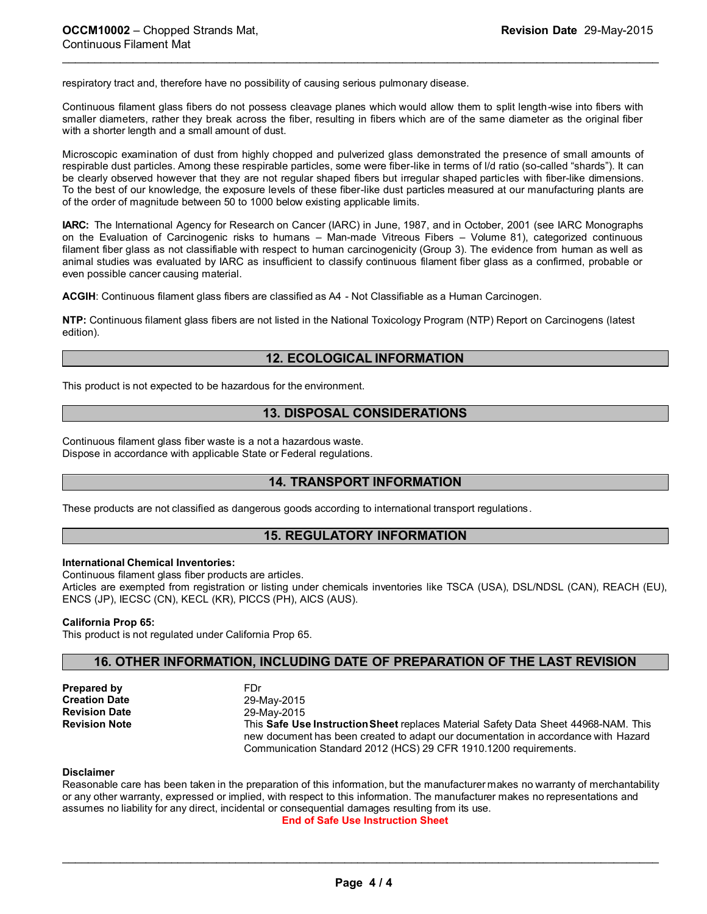respiratory tract and, therefore have no possibility of causing serious pulmonary disease.

Continuous filament glass fibers do not possess cleavage planes which would allow them to split length-wise into fibers with smaller diameters, rather they break across the fiber, resulting in fibers which are of the same diameter as the original fiber with a shorter length and a small amount of dust.

Microscopic examination of dust from highly chopped and pulverized glass demonstrated the presence of small amounts of respirable dust particles. Among these respirable particles, some were fiber-like in terms of l/d ratio (so-called "shards"). It can be clearly observed however that they are not regular shaped fibers but irregular shaped particles with fiber-like dimensions. To the best of our knowledge, the exposure levels of these fiber-like dust particles measured at our manufacturing plants are of the order of magnitude between 50 to 1000 below existing applicable limits.

**IARC:** The International Agency for Research on Cancer (IARC) in June, 1987, and in October, 2001 (see IARC Monographs on the Evaluation of Carcinogenic risks to humans – Man-made Vitreous Fibers – Volume 81), categorized continuous filament fiber glass as not classifiable with respect to human carcinogenicity (Group 3). The evidence from human as well as animal studies was evaluated by IARC as insufficient to classify continuous filament fiber glass as a confirmed, probable or even possible cancer causing material.

**ACGIH**: Continuous filament glass fibers are classified as A4 - Not Classifiable as a Human Carcinogen.

**NTP:** Continuous filament glass fibers are not listed in the National Toxicology Program (NTP) Report on Carcinogens (latest edition).

## 12. ECOLOGICAL INFORMATION

This product is not expected to be hazardous for the environment.

## 13. DISPOSAL CONSIDERATIONS

Continuous filament glass fiber waste is a not a hazardous waste.
Dispose in accordance with applicable State or Federal regulations.

## 14. TRANSPORT INFORMATION

These products are not classified as dangerous goods according to international transport regulations.

## 15. REGULATORY INFORMATION

**International Chemical Inventories:**
Continuous filament glass fiber products are articles.
Articles are exempted from registration or listing under chemicals inventories like TSCA (USA), DSL/NDSL (CAN), REACH (EU), ENCS (JP), IECSC (CN), KECL (KR), PICCS (PH), AICS (AUS).

**California Prop 65:**
This product is not regulated under California Prop 65.

## 16. OTHER INFORMATION, INCLUDING DATE OF PREPARATION OF THE LAST REVISION

| | |
|---|---|
| **Prepared by** | FDr |
| **Creation Date** | 29-May-2015 |
| **Revision Date** | 29-May-2015 |
| **Revision Note** | This **Safe Use Instruction Sheet** replaces Material Safety Data Sheet 44968-NAM. This new document has been created to adapt our documentation in accordance with Hazard Communication Standard 2012 (HCS) 29 CFR 1910.1200 requirements. |

**Disclaimer**
Reasonable care has been taken in the preparation of this information, but the manufacturer makes no warranty of merchantability or any other warranty, expressed or implied, with respect to this information. The manufacturer makes no representations and assumes no liability for any direct, incidental or consequential damages resulting from its use.

**End of Safe Use Instruction Sheet**